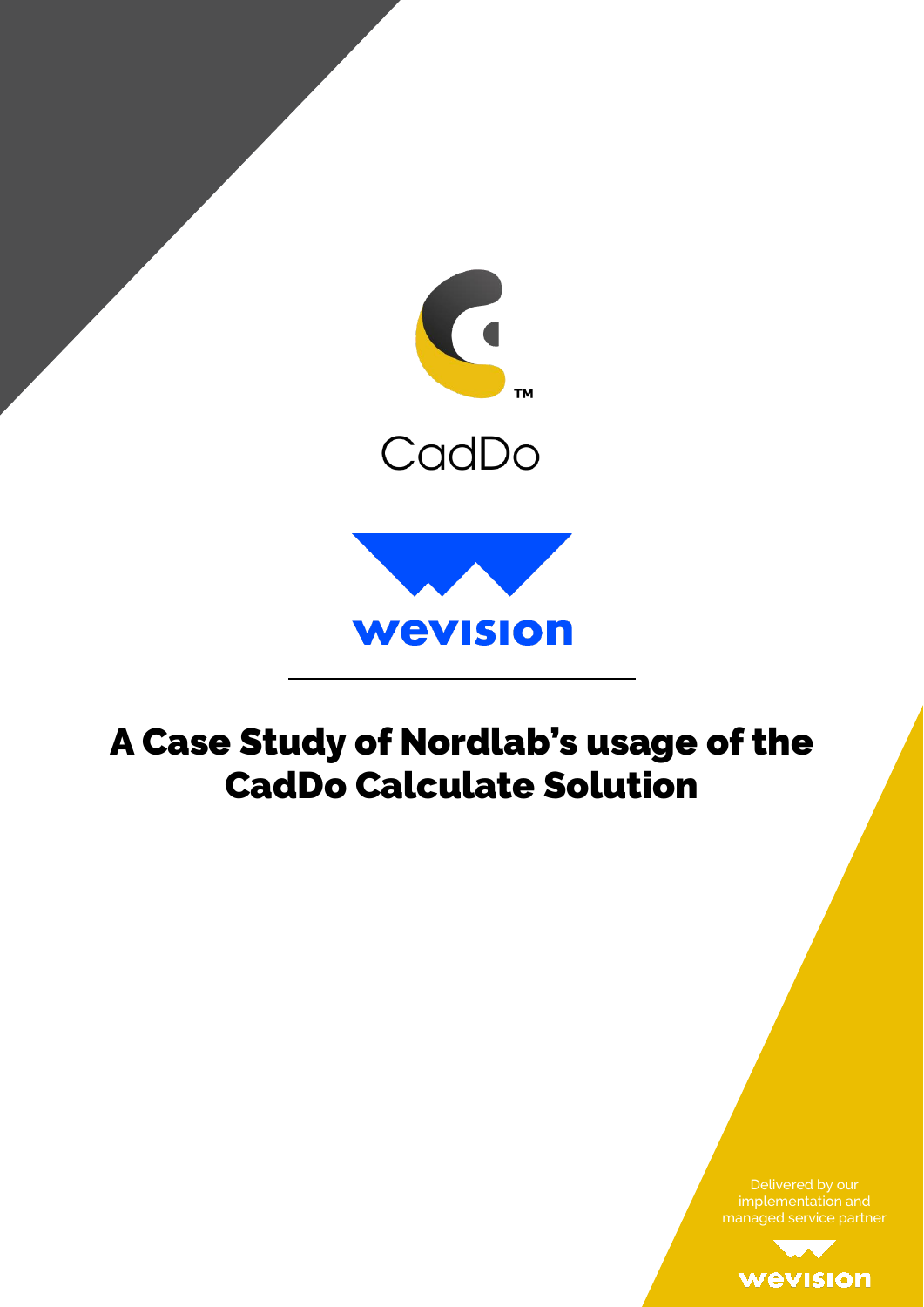CadDo

wevision

# A Case Study of Nordlab's usage of the CadDo Calculate Solution

Delivered by our implementation and managed service partner

wevision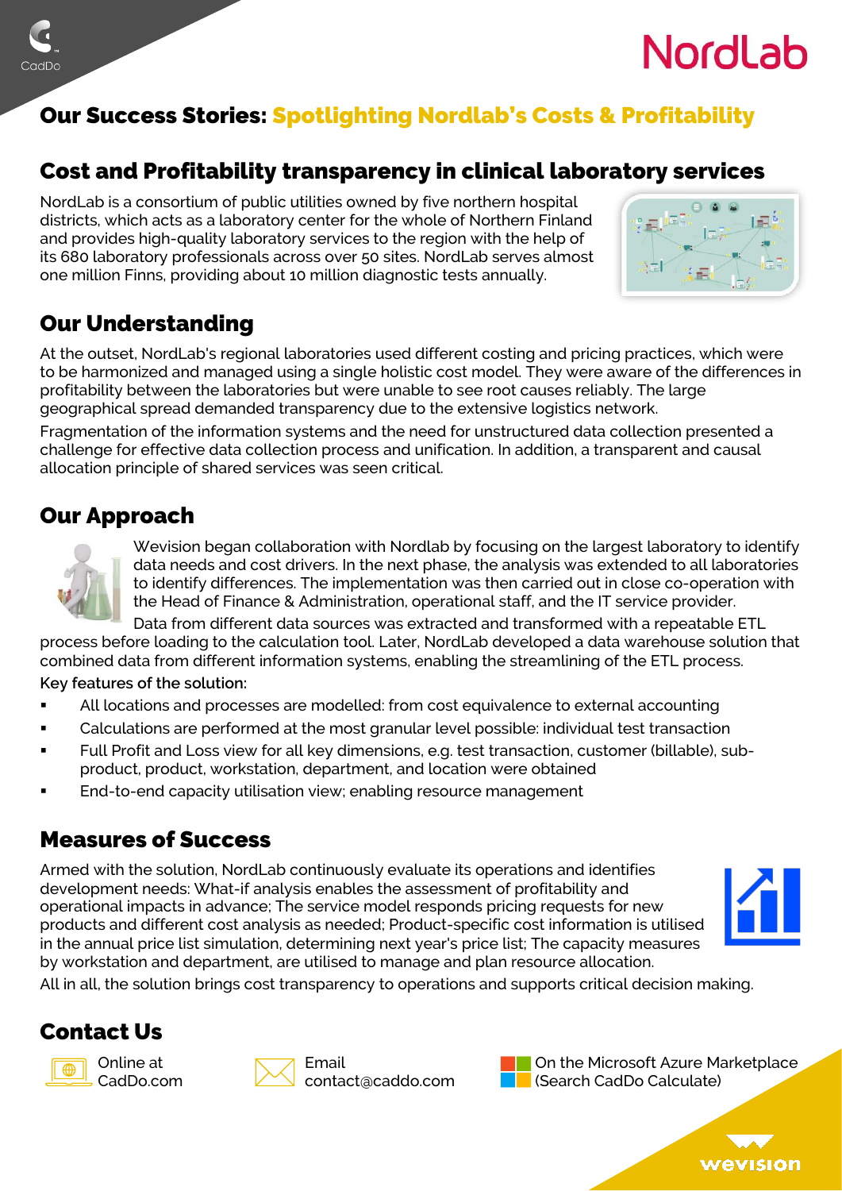# Our Success Stories: Spotlighting Nordlab's Costs & Profitability

## Cost and Profitability transparency in clinical laboratory services

NordLab is a consortium of public utilities owned by five northern hospital districts, which acts as a laboratory center for the whole of Northern Finland and provides high-quality laboratory services to the region with the help of its 680 laboratory professionals across over 50 sites. NordLab serves almost one million Finns, providing about 10 million diagnostic tests annually.

## Our Understanding

At the outset, NordLab's regional laboratories used different costing and pricing practices, which were to be harmonized and managed using a single holistic cost model. They were aware of the differences in profitability between the laboratories but were unable to see root causes reliably. The large geographical spread demanded transparency due to the extensive logistics network.

Fragmentation of the information systems and the need for unstructured data collection presented a challenge for effective data collection process and unification. In addition, a transparent and causal allocation principle of shared services was seen critical.

## Our Approach

Wevision began collaboration with Nordlab by focusing on the largest laboratory to identify data needs and cost drivers. In the next phase, the analysis was extended to all laboratories to identify differences. The implementation was then carried out in close co-operation with the Head of Finance & Administration, operational staff, and the IT service provider.

Data from different data sources was extracted and transformed with a repeatable ETL process before loading to the calculation tool. Later, NordLab developed a data warehouse solution that combined data from different information systems, enabling the streamlining of the ETL process.

Key features of the solution:

- All locations and processes are modelled: from cost equivalence to external accounting
- Calculations are performed at the most granular level possible: individual test transaction
- Full Profit and Loss view for all key dimensions, e.g. test transaction, customer (billable), sub-product, product, workstation, department, and location were obtained
- End-to-end capacity utilisation view; enabling resource management

## Measures of Success

Armed with the solution, NordLab continuously evaluate its operations and identifies development needs: What-if analysis enables the assessment of profitability and operational impacts in advance; The service model responds pricing requests for new products and different cost analysis as needed; Product-specific cost information is utilised in the annual price list simulation, determining next year's price list; The capacity measures by workstation and department, are utilised to manage and plan resource allocation.

All in all, the solution brings cost transparency to operations and supports critical decision making.

## Contact Us

Online at CadDo.com

Email contact@caddo.com

On the Microsoft Azure Marketplace (Search CadDo Calculate)